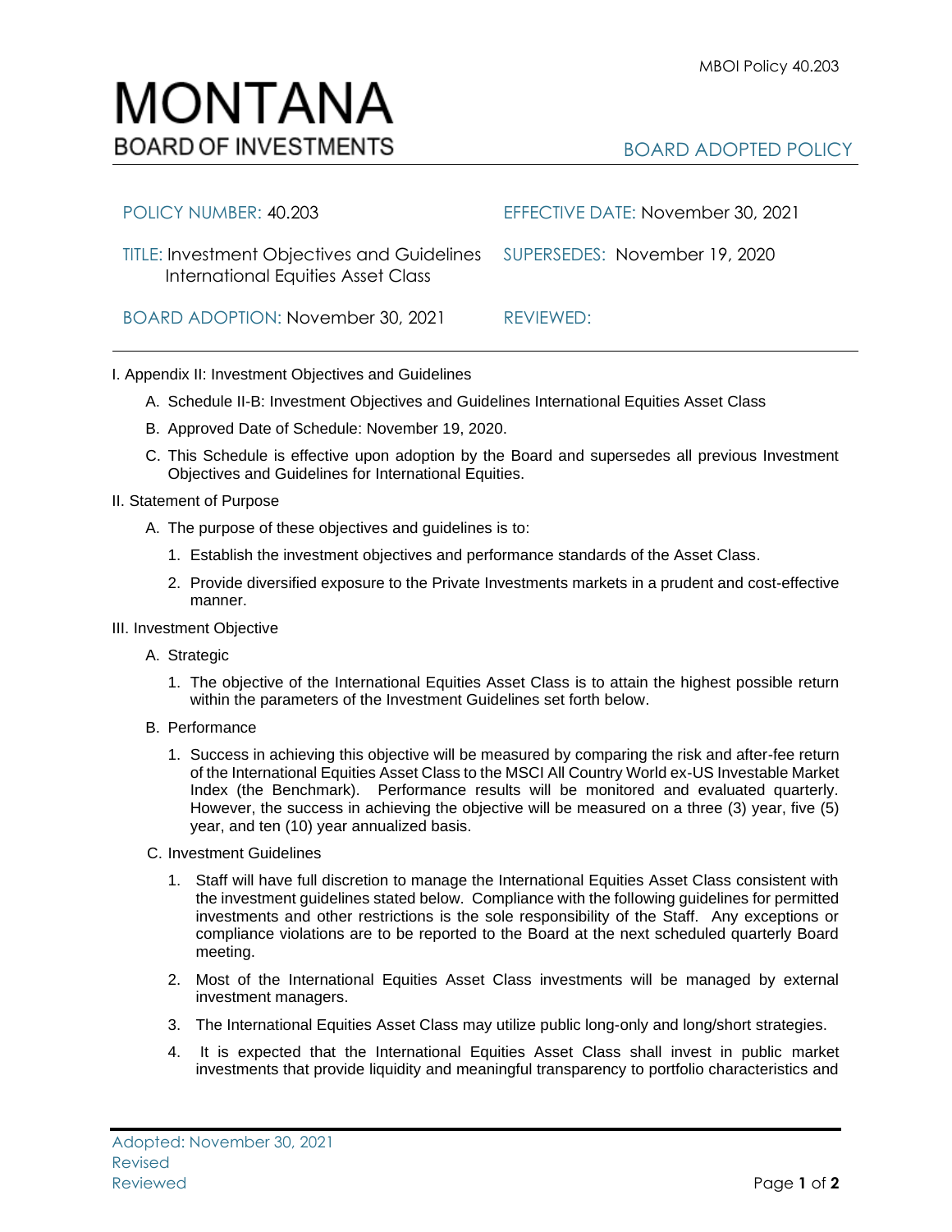# MONTANA
## BOARD OF INVESTMENTS

BOARD ADOPTED POLICY

| | |
|---|---|
| POLICY NUMBER: 40.203 | EFFECTIVE DATE: November 30, 2021 |
| TITLE: Investment Objectives and Guidelines International Equities Asset Class | SUPERSEDES: November 19, 2020 |
| BOARD ADOPTION: November 30, 2021 | REVIEWED: |

I. Appendix II: Investment Objectives and Guidelines

A. Schedule II-B: Investment Objectives and Guidelines International Equities Asset Class

B. Approved Date of Schedule: November 19, 2020.

C. This Schedule is effective upon adoption by the Board and supersedes all previous Investment Objectives and Guidelines for International Equities.

II. Statement of Purpose

A. The purpose of these objectives and guidelines is to:

1. Establish the investment objectives and performance standards of the Asset Class.

2. Provide diversified exposure to the Private Investments markets in a prudent and cost-effective manner.

III. Investment Objective

A. Strategic

1. The objective of the International Equities Asset Class is to attain the highest possible return within the parameters of the Investment Guidelines set forth below.

B. Performance

1. Success in achieving this objective will be measured by comparing the risk and after-fee return of the International Equities Asset Class to the MSCI All Country World ex-US Investable Market Index (the Benchmark). Performance results will be monitored and evaluated quarterly. However, the success in achieving the objective will be measured on a three (3) year, five (5) year, and ten (10) year annualized basis.

C. Investment Guidelines

1. Staff will have full discretion to manage the International Equities Asset Class consistent with the investment guidelines stated below. Compliance with the following guidelines for permitted investments and other restrictions is the sole responsibility of the Staff. Any exceptions or compliance violations are to be reported to the Board at the next scheduled quarterly Board meeting.

2. Most of the International Equities Asset Class investments will be managed by external investment managers.

3. The International Equities Asset Class may utilize public long-only and long/short strategies.

4. It is expected that the International Equities Asset Class shall invest in public market investments that provide liquidity and meaningful transparency to portfolio characteristics and

Adopted: November 30, 2021
Revised
Reviewed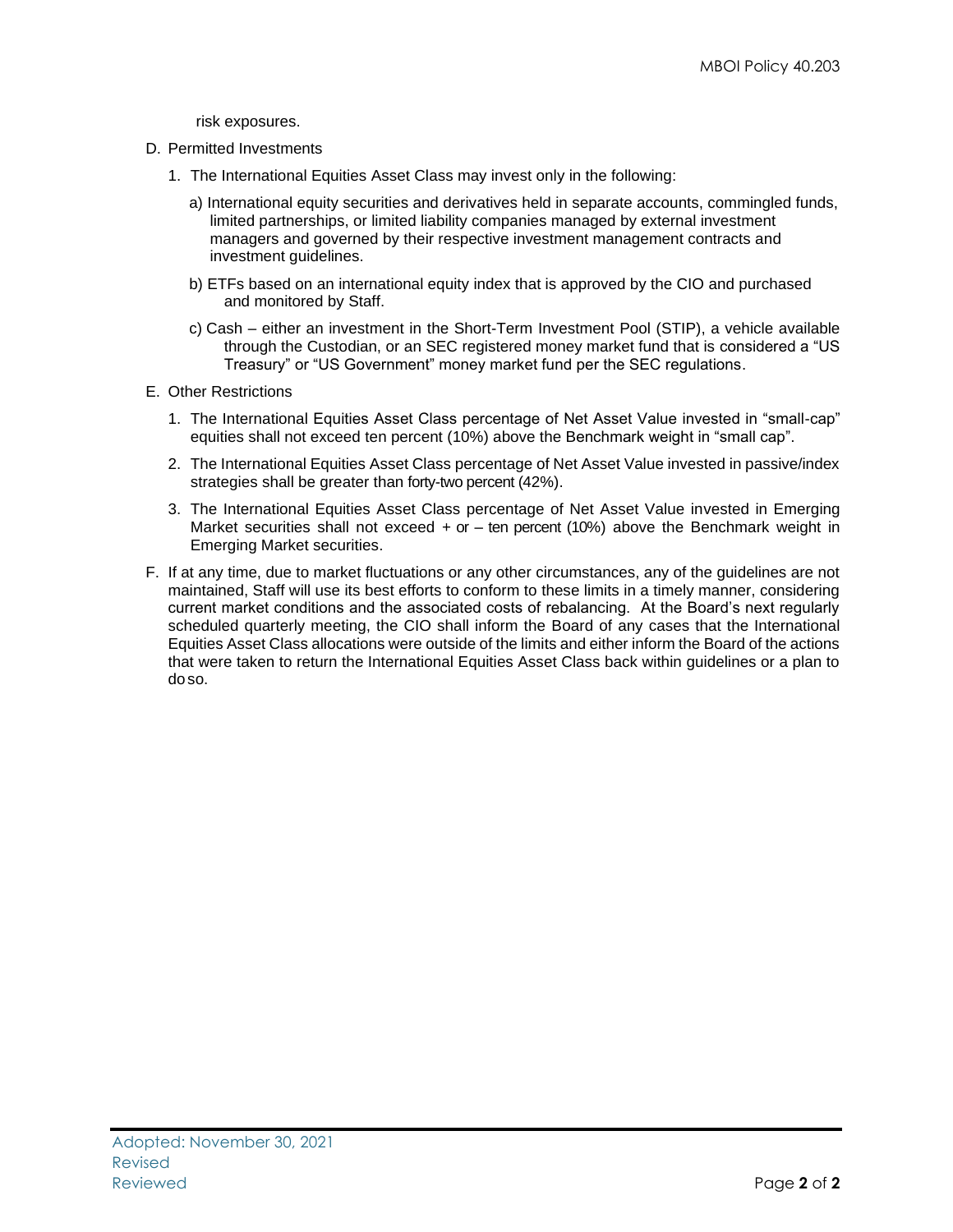risk exposures.

D. Permitted Investments

   1. The International Equities Asset Class may invest only in the following:

      a) International equity securities and derivatives held in separate accounts, commingled funds, limited partnerships, or limited liability companies managed by external investment managers and governed by their respective investment management contracts and investment guidelines.

      b) ETFs based on an international equity index that is approved by the CIO and purchased and monitored by Staff.

      c) Cash – either an investment in the Short-Term Investment Pool (STIP), a vehicle available through the Custodian, or an SEC registered money market fund that is considered a "US Treasury" or "US Government" money market fund per the SEC regulations.

E. Other Restrictions

   1. The International Equities Asset Class percentage of Net Asset Value invested in "small-cap" equities shall not exceed ten percent (10%) above the Benchmark weight in "small cap".

   2. The International Equities Asset Class percentage of Net Asset Value invested in passive/index strategies shall be greater than forty-two percent (42%).

   3. The International Equities Asset Class percentage of Net Asset Value invested in Emerging Market securities shall not exceed + or – ten percent (10%) above the Benchmark weight in Emerging Market securities.

F. If at any time, due to market fluctuations or any other circumstances, any of the guidelines are not maintained, Staff will use its best efforts to conform to these limits in a timely manner, considering current market conditions and the associated costs of rebalancing. At the Board's next regularly scheduled quarterly meeting, the CIO shall inform the Board of any cases that the International Equities Asset Class allocations were outside of the limits and either inform the Board of the actions that were taken to return the International Equities Asset Class back within guidelines or a plan to do so.

Adopted: November 30, 2021
Revised
Reviewed